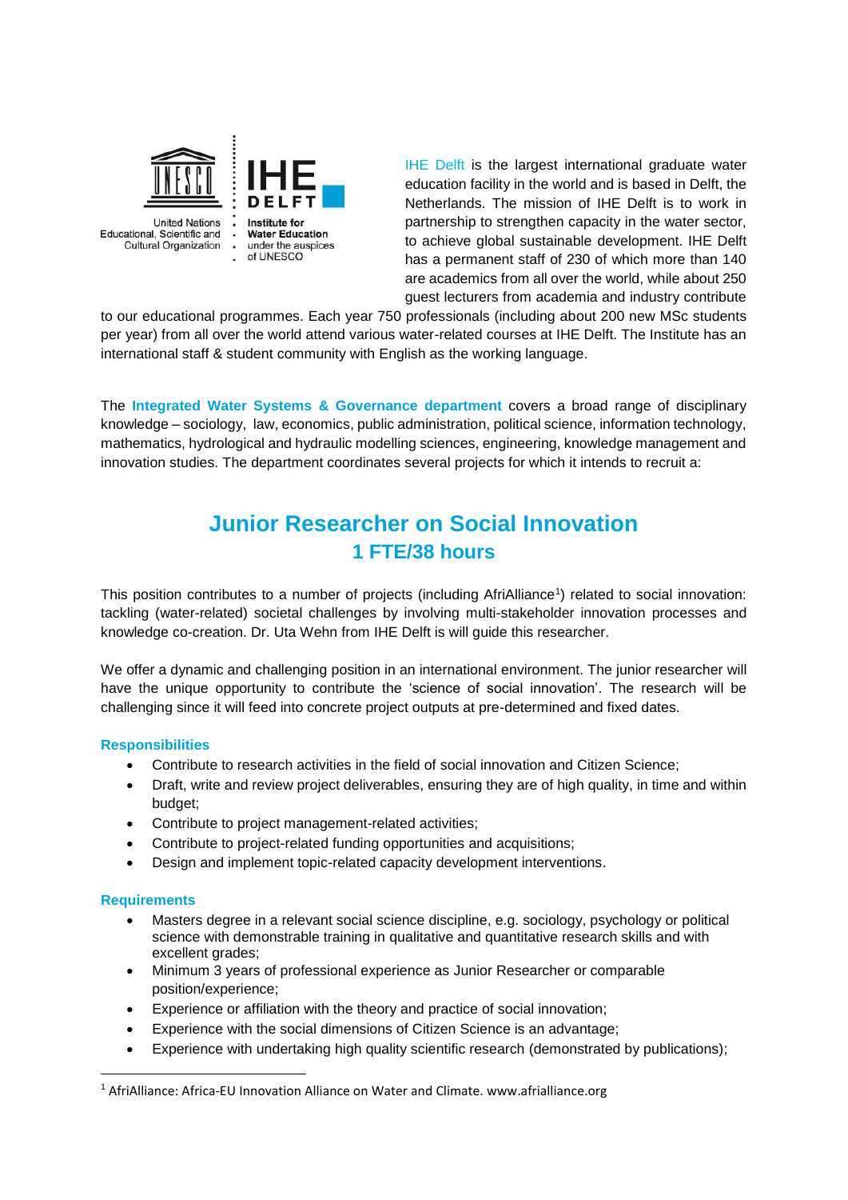United Nations Educational, Scientific and Cultural Organization

IHE DELFT Institute for Water Education under the auspices of UNESCO

IHE Delft is the largest international graduate water education facility in the world and is based in Delft, the Netherlands. The mission of IHE Delft is to work in partnership to strengthen capacity in the water sector, to achieve global sustainable development. IHE Delft has a permanent staff of 230 of which more than 140 are academics from all over the world, while about 250 guest lecturers from academia and industry contribute to our educational programmes. Each year 750 professionals (including about 200 new MSc students per year) from all over the world attend various water-related courses at IHE Delft. The Institute has an international staff & student community with English as the working language.

The **Integrated Water Systems & Governance department** covers a broad range of disciplinary knowledge – sociology, law, economics, public administration, political science, information technology, mathematics, hydrological and hydraulic modelling sciences, engineering, knowledge management and innovation studies. The department coordinates several projects for which it intends to recruit a:

# Junior Researcher on Social Innovation

## 1 FTE/38 hours

This position contributes to a number of projects (including AfriAlliance[1]) related to social innovation: tackling (water-related) societal challenges by involving multi-stakeholder innovation processes and knowledge co-creation. Dr. Uta Wehn from IHE Delft is will guide this researcher.

We offer a dynamic and challenging position in an international environment. The junior researcher will have the unique opportunity to contribute the 'science of social innovation'. The research will be challenging since it will feed into concrete project outputs at pre-determined and fixed dates.

### Responsibilities

- Contribute to research activities in the field of social innovation and Citizen Science;
- Draft, write and review project deliverables, ensuring they are of high quality, in time and within budget;
- Contribute to project management-related activities;
- Contribute to project-related funding opportunities and acquisitions;
- Design and implement topic-related capacity development interventions.

### Requirements

- Masters degree in a relevant social science discipline, e.g. sociology, psychology or political science with demonstrable training in qualitative and quantitative research skills and with excellent grades;
- Minimum 3 years of professional experience as Junior Researcher or comparable position/experience;
- Experience or affiliation with the theory and practice of social innovation;
- Experience with the social dimensions of Citizen Science is an advantage;
- Experience with undertaking high quality scientific research (demonstrated by publications);

---

[1] AfriAlliance: Africa-EU Innovation Alliance on Water and Climate. www.afrialliance.org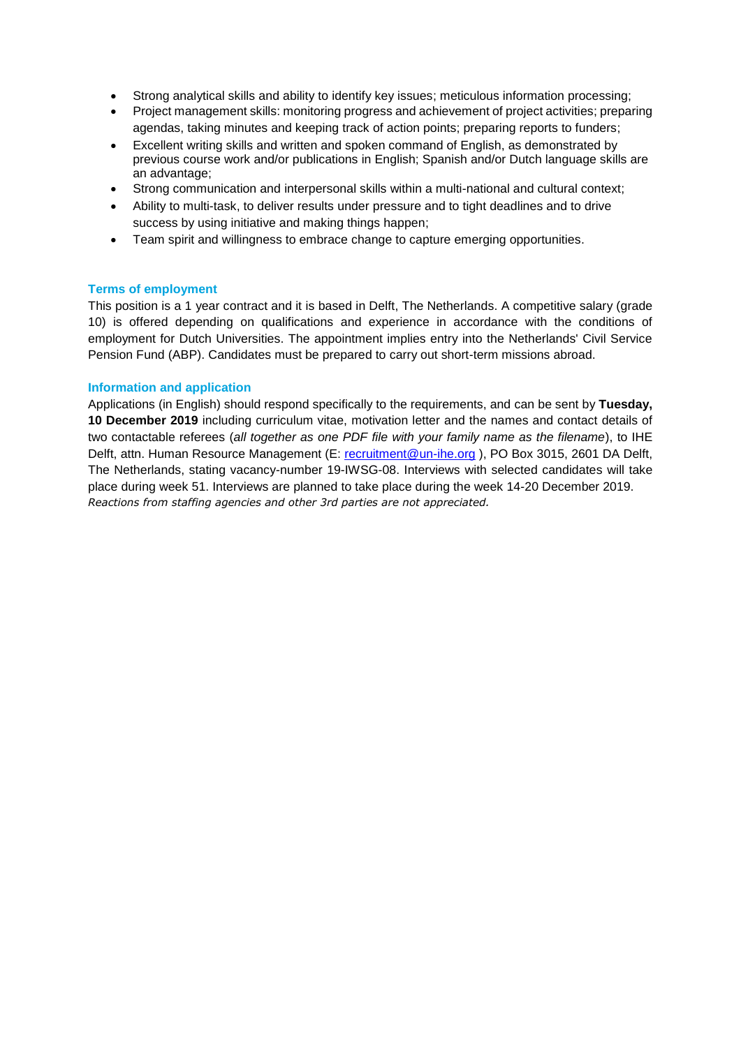- Strong analytical skills and ability to identify key issues; meticulous information processing;
- Project management skills: monitoring progress and achievement of project activities; preparing agendas, taking minutes and keeping track of action points; preparing reports to funders;
- Excellent writing skills and written and spoken command of English, as demonstrated by previous course work and/or publications in English; Spanish and/or Dutch language skills are an advantage;
- Strong communication and interpersonal skills within a multi-national and cultural context;
- Ability to multi-task, to deliver results under pressure and to tight deadlines and to drive success by using initiative and making things happen;
- Team spirit and willingness to embrace change to capture emerging opportunities.

## Terms of employment

This position is a 1 year contract and it is based in Delft, The Netherlands. A competitive salary (grade 10) is offered depending on qualifications and experience in accordance with the conditions of employment for Dutch Universities. The appointment implies entry into the Netherlands' Civil Service Pension Fund (ABP). Candidates must be prepared to carry out short-term missions abroad.

## Information and application

Applications (in English) should respond specifically to the requirements, and can be sent by **Tuesday, 10 December 2019** including curriculum vitae, motivation letter and the names and contact details of two contactable referees (*all together as one PDF file with your family name as the filename*), to IHE Delft, attn. Human Resource Management (E: recruitment@un-ihe.org ), PO Box 3015, 2601 DA Delft, The Netherlands, stating vacancy-number 19-IWSG-08. Interviews with selected candidates will take place during week 51. Interviews are planned to take place during the week 14-20 December 2019.

*Reactions from staffing agencies and other 3rd parties are not appreciated.*